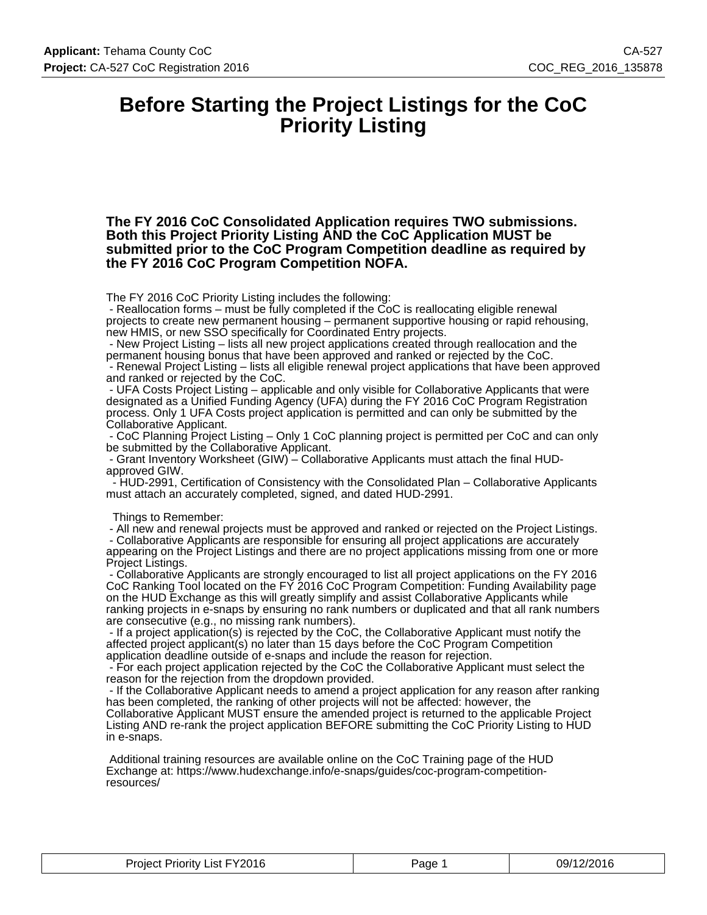# Before Starting the Project Listings for the CoC Priority Listing

**The FY 2016 CoC Consolidated Application requires TWO submissions. Both this Project Priority Listing AND the CoC Application MUST be submitted prior to the CoC Program Competition deadline as required by the FY 2016 CoC Program Competition NOFA.**

The FY 2016 CoC Priority Listing includes the following:
- Reallocation forms – must be fully completed if the CoC is reallocating eligible renewal projects to create new permanent housing – permanent supportive housing or rapid rehousing, new HMIS, or new SSO specifically for Coordinated Entry projects.
- New Project Listing – lists all new project applications created through reallocation and the permanent housing bonus that have been approved and ranked or rejected by the CoC.
- Renewal Project Listing – lists all eligible renewal project applications that have been approved and ranked or rejected by the CoC.
- UFA Costs Project Listing – applicable and only visible for Collaborative Applicants that were designated as a Unified Funding Agency (UFA) during the FY 2016 CoC Program Registration process. Only 1 UFA Costs project application is permitted and can only be submitted by the Collaborative Applicant.
- CoC Planning Project Listing – Only 1 CoC planning project is permitted per CoC and can only be submitted by the Collaborative Applicant.
- Grant Inventory Worksheet (GIW) – Collaborative Applicants must attach the final HUD-approved GIW.
- HUD-2991, Certification of Consistency with the Consolidated Plan – Collaborative Applicants must attach an accurately completed, signed, and dated HUD-2991.

Things to Remember:
- All new and renewal projects must be approved and ranked or rejected on the Project Listings.
- Collaborative Applicants are responsible for ensuring all project applications are accurately appearing on the Project Listings and there are no project applications missing from one or more Project Listings.
- Collaborative Applicants are strongly encouraged to list all project applications on the FY 2016 CoC Ranking Tool located on the FY 2016 CoC Program Competition: Funding Availability page on the HUD Exchange as this will greatly simplify and assist Collaborative Applicants while ranking projects in e-snaps by ensuring no rank numbers or duplicated and that all rank numbers are consecutive (e.g., no missing rank numbers).
- If a project application(s) is rejected by the CoC, the Collaborative Applicant must notify the affected project applicant(s) no later than 15 days before the CoC Program Competition application deadline outside of e-snaps and include the reason for rejection.
- For each project application rejected by the CoC the Collaborative Applicant must select the reason for the rejection from the dropdown provided.
- If the Collaborative Applicant needs to amend a project application for any reason after ranking has been completed, the ranking of other projects will not be affected: however, the Collaborative Applicant MUST ensure the amended project is returned to the applicable Project Listing AND re-rank the project application BEFORE submitting the CoC Priority Listing to HUD in e-snaps.

Additional training resources are available online on the CoC Training page of the HUD Exchange at: https://www.hudexchange.info/e-snaps/guides/coc-program-competition-resources/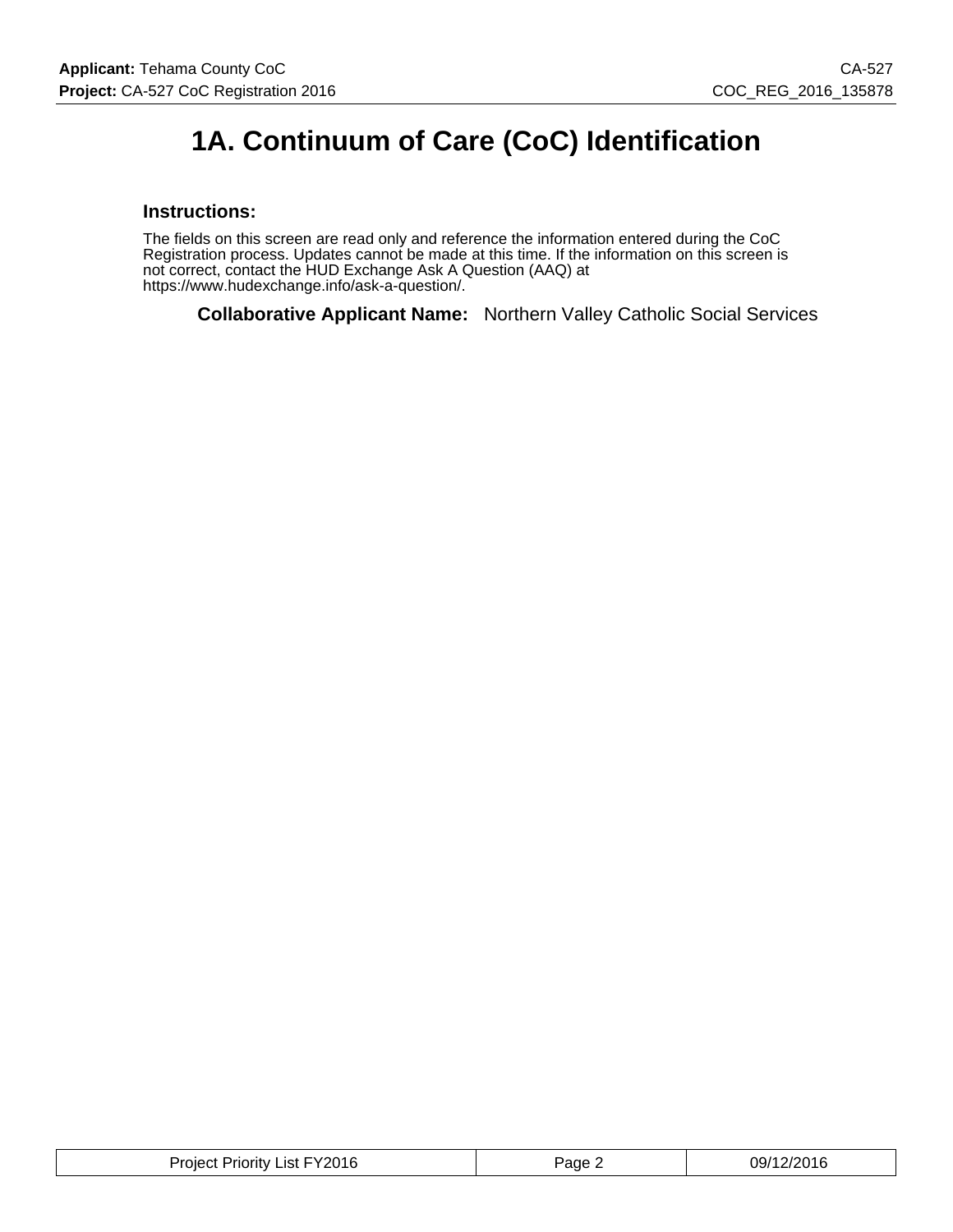# 1A. Continuum of Care (CoC) Identification

### Instructions:

The fields on this screen are read only and reference the information entered during the CoC Registration process. Updates cannot be made at this time. If the information on this screen is not correct, contact the HUD Exchange Ask A Question (AAQ) at https://www.hudexchange.info/ask-a-question/.

**Collaborative Applicant Name:** Northern Valley Catholic Social Services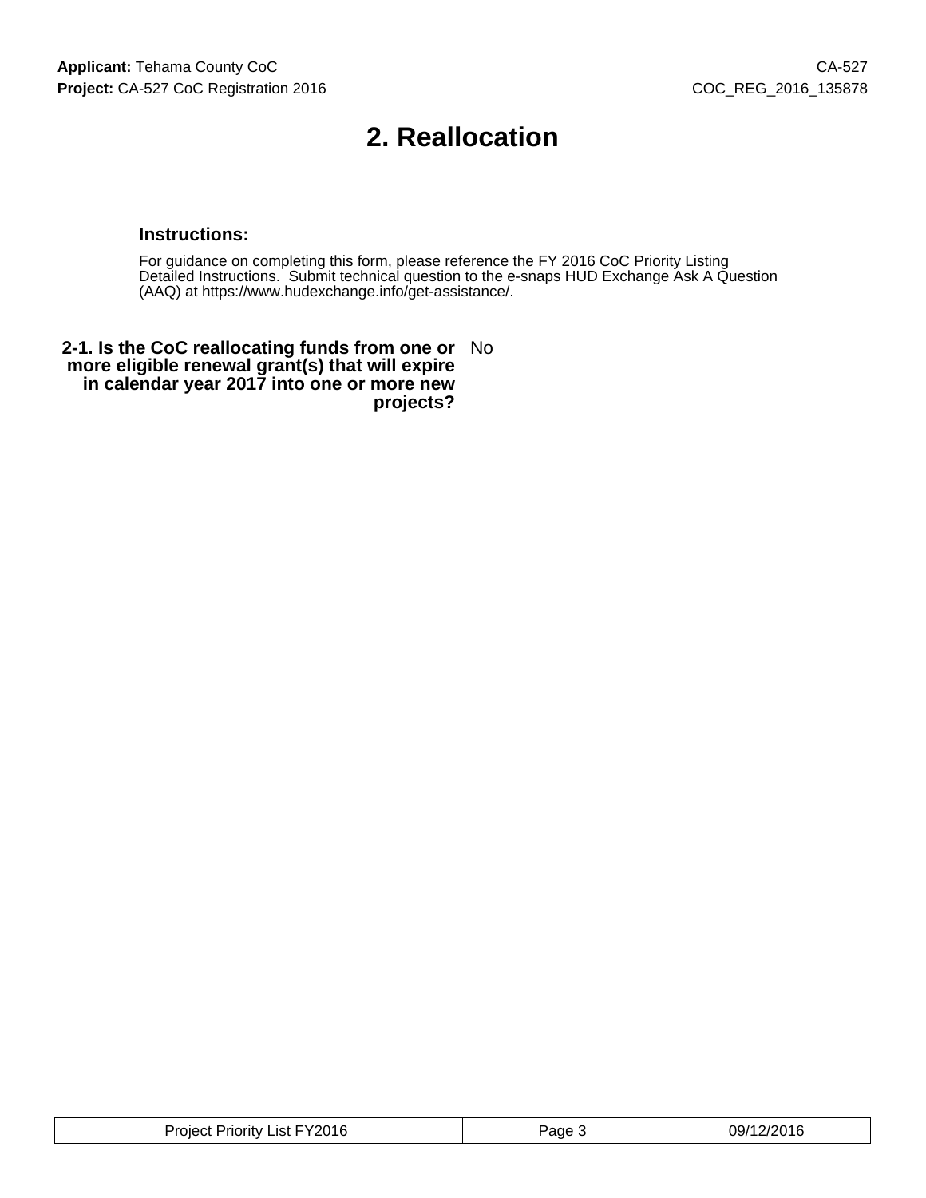# 2. Reallocation

### Instructions:

For guidance on completing this form, please reference the FY 2016 CoC Priority Listing Detailed Instructions. Submit technical question to the e-snaps HUD Exchange Ask A Question (AAQ) at https://www.hudexchange.info/get-assistance/.

**2-1. Is the CoC reallocating funds from one or more eligible renewal grant(s) that will expire in calendar year 2017 into one or more new projects?** No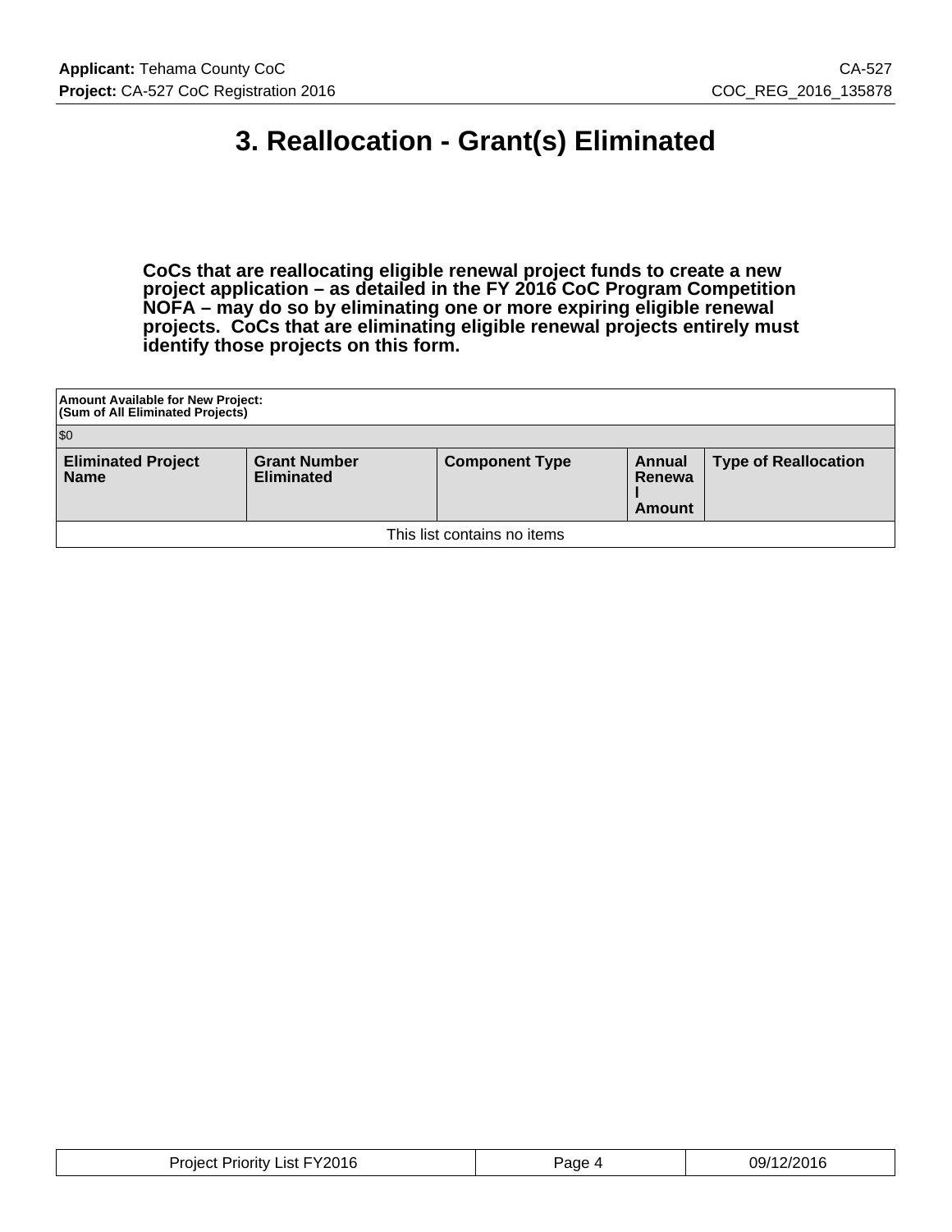# 3. Reallocation - Grant(s) Eliminated

**CoCs that are reallocating eligible renewal project funds to create a new project application – as detailed in the FY 2016 CoC Program Competition NOFA – may do so by eliminating one or more expiring eligible renewal projects. CoCs that are eliminating eligible renewal projects entirely must identify those projects on this form.**

| **Amount Available for New Project: (Sum of All Eliminated Projects)** | | | | |
|---|---|---|---|---|
| $0 | | | | |
| **Eliminated Project Name** | **Grant Number Eliminated** | **Component Type** | **Annual Renewal Amount** | **Type of Reallocation** |
| This list contains no items | | | | |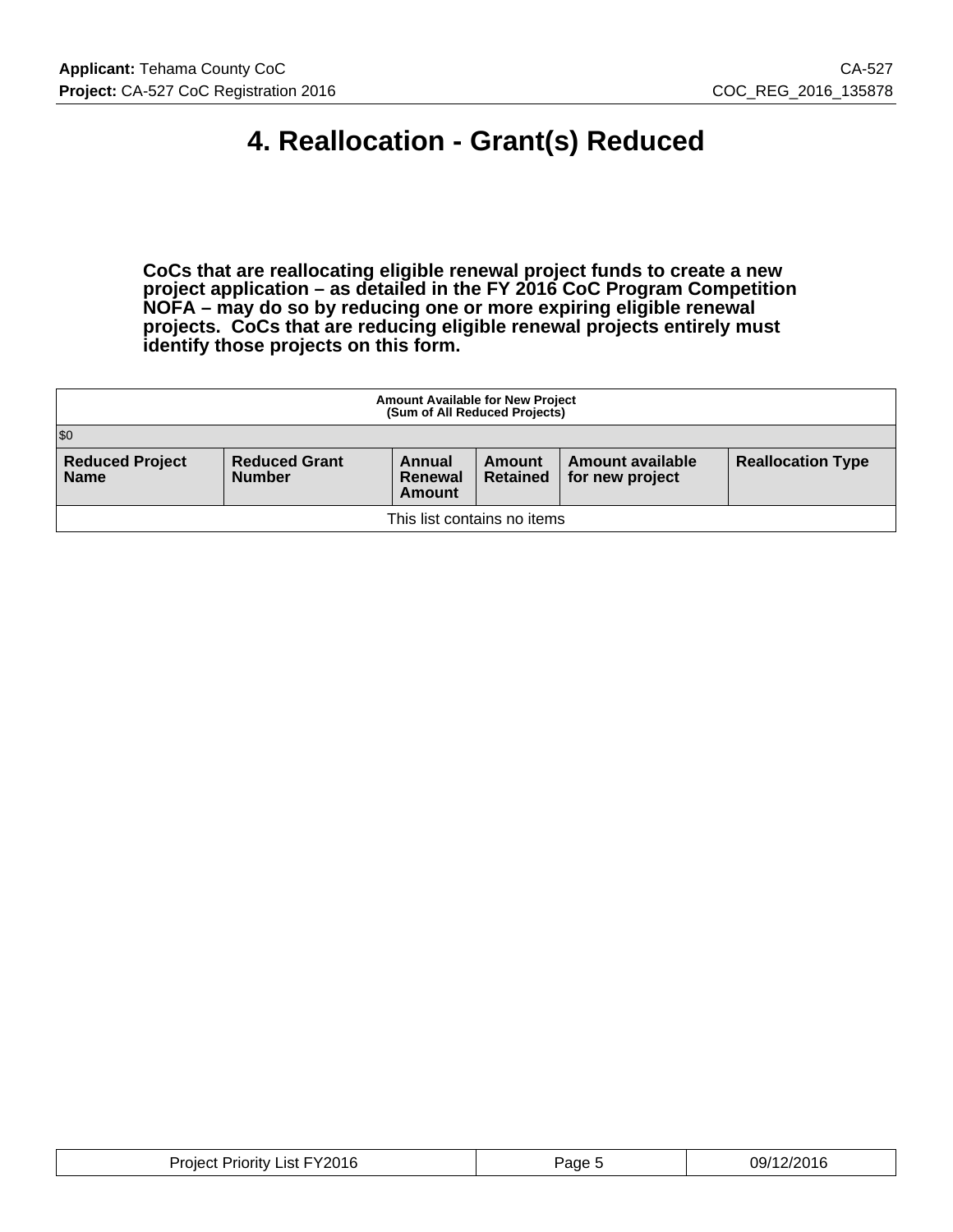# 4. Reallocation - Grant(s) Reduced

**CoCs that are reallocating eligible renewal project funds to create a new project application – as detailed in the FY 2016 CoC Program Competition NOFA – may do so by reducing one or more expiring eligible renewal projects. CoCs that are reducing eligible renewal projects entirely must identify those projects on this form.**

| **Amount Available for New Project (Sum of All Reduced Projects)** | | | | | |
|---|---|---|---|---|---|
| $0 | | | | | |
| **Reduced Project Name** | **Reduced Grant Number** | **Annual Renewal Amount** | **Amount Retained** | **Amount available for new project** | **Reallocation Type** |
| This list contains no items | | | | | |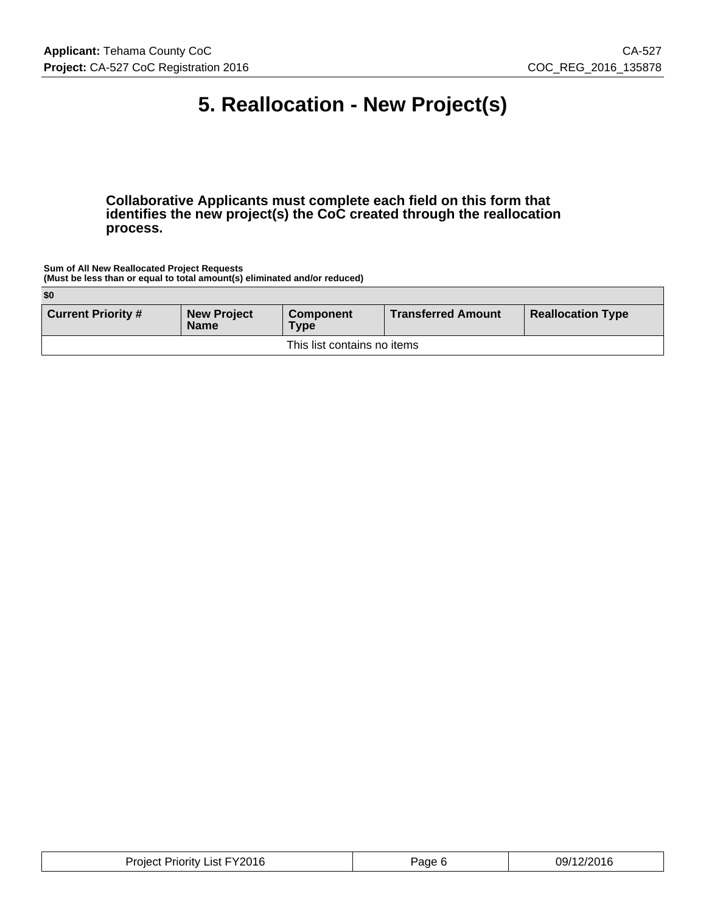# 5. Reallocation - New Project(s)

**Collaborative Applicants must complete each field on this form that identifies the new project(s) the CoC created through the reallocation process.**

**Sum of All New Reallocated Project Requests**
**(Must be less than or equal to total amount(s) eliminated and/or reduced)**

**$0**

| Current Priority # | New Project Name | Component Type | Transferred Amount | Reallocation Type |
|---|---|---|---|---|
| This list contains no items | | | | |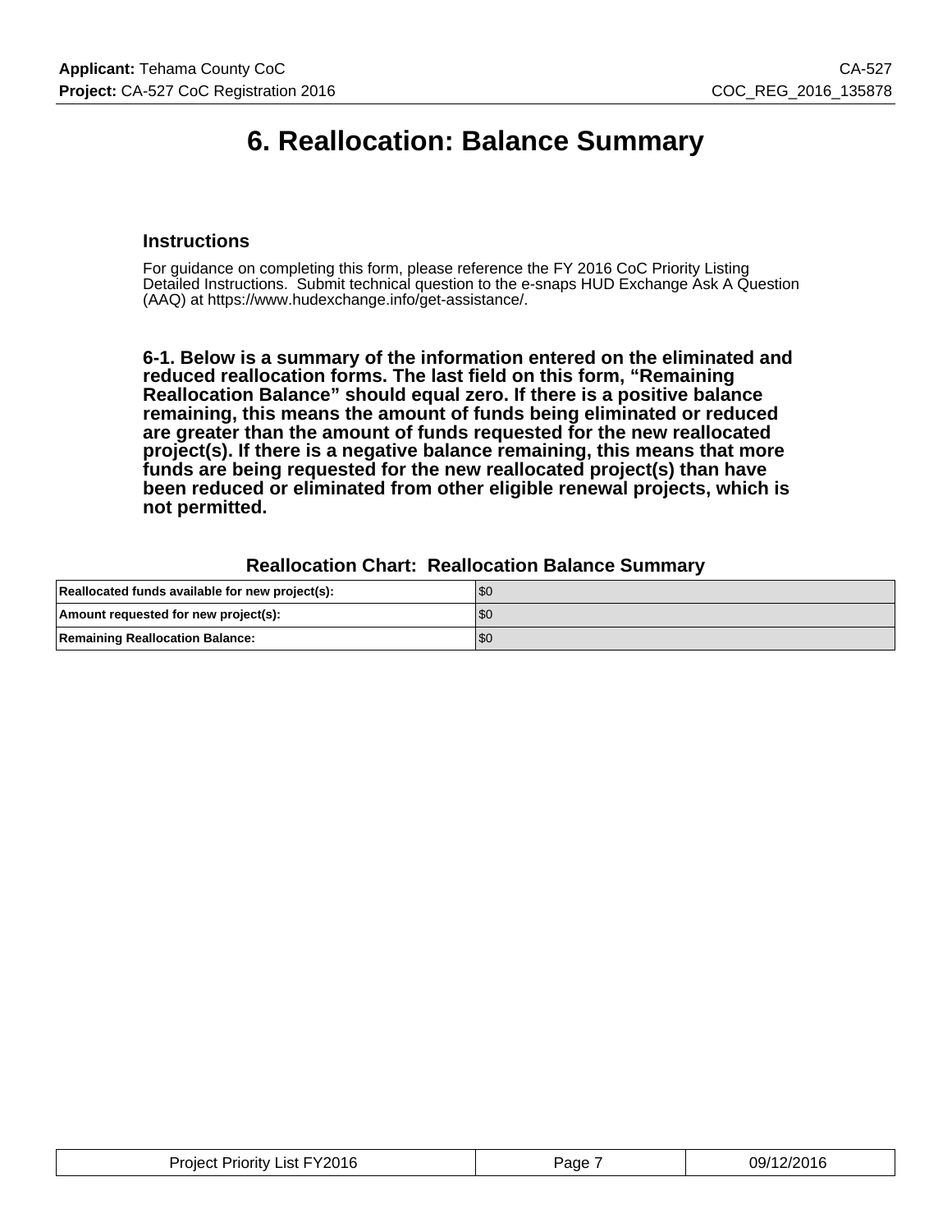# 6. Reallocation: Balance Summary

### Instructions

For guidance on completing this form, please reference the FY 2016 CoC Priority Listing Detailed Instructions. Submit technical question to the e-snaps HUD Exchange Ask A Question (AAQ) at https://www.hudexchange.info/get-assistance/.

**6-1. Below is a summary of the information entered on the eliminated and reduced reallocation forms. The last field on this form, "Remaining Reallocation Balance" should equal zero. If there is a positive balance remaining, this means the amount of funds being eliminated or reduced are greater than the amount of funds requested for the new reallocated project(s). If there is a negative balance remaining, this means that more funds are being requested for the new reallocated project(s) than have been reduced or eliminated from other eligible renewal projects, which is not permitted.**

### Reallocation Chart: Reallocation Balance Summary

| | |
|---|---|
| **Reallocated funds available for new project(s):** | $0 |
| **Amount requested for new project(s):** | $0 |
| **Remaining Reallocation Balance:** | $0 |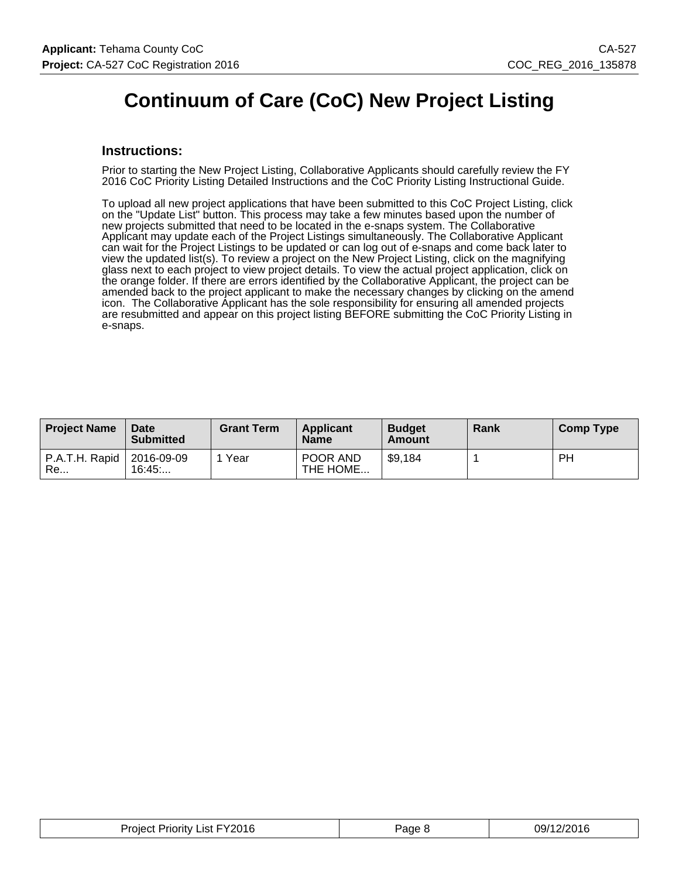# Continuum of Care (CoC) New Project Listing

### Instructions:

Prior to starting the New Project Listing, Collaborative Applicants should carefully review the FY 2016 CoC Priority Listing Detailed Instructions and the CoC Priority Listing Instructional Guide.

To upload all new project applications that have been submitted to this CoC Project Listing, click on the "Update List" button. This process may take a few minutes based upon the number of new projects submitted that need to be located in the e-snaps system. The Collaborative Applicant may update each of the Project Listings simultaneously. The Collaborative Applicant can wait for the Project Listings to be updated or can log out of e-snaps and come back later to view the updated list(s). To review a project on the New Project Listing, click on the magnifying glass next to each project to view project details. To view the actual project application, click on the orange folder. If there are errors identified by the Collaborative Applicant, the project can be amended back to the project applicant to make the necessary changes by clicking on the amend icon. The Collaborative Applicant has the sole responsibility for ensuring all amended projects are resubmitted and appear on this project listing BEFORE submitting the CoC Priority Listing in e-snaps.

| Project Name | Date Submitted | Grant Term | Applicant Name | Budget Amount | Rank | Comp Type |
|---|---|---|---|---|---|---|
| P.A.T.H. Rapid Re... | 2016-09-09 16:45:... | 1 Year | POOR AND THE HOME... | $9,184 | 1 | PH |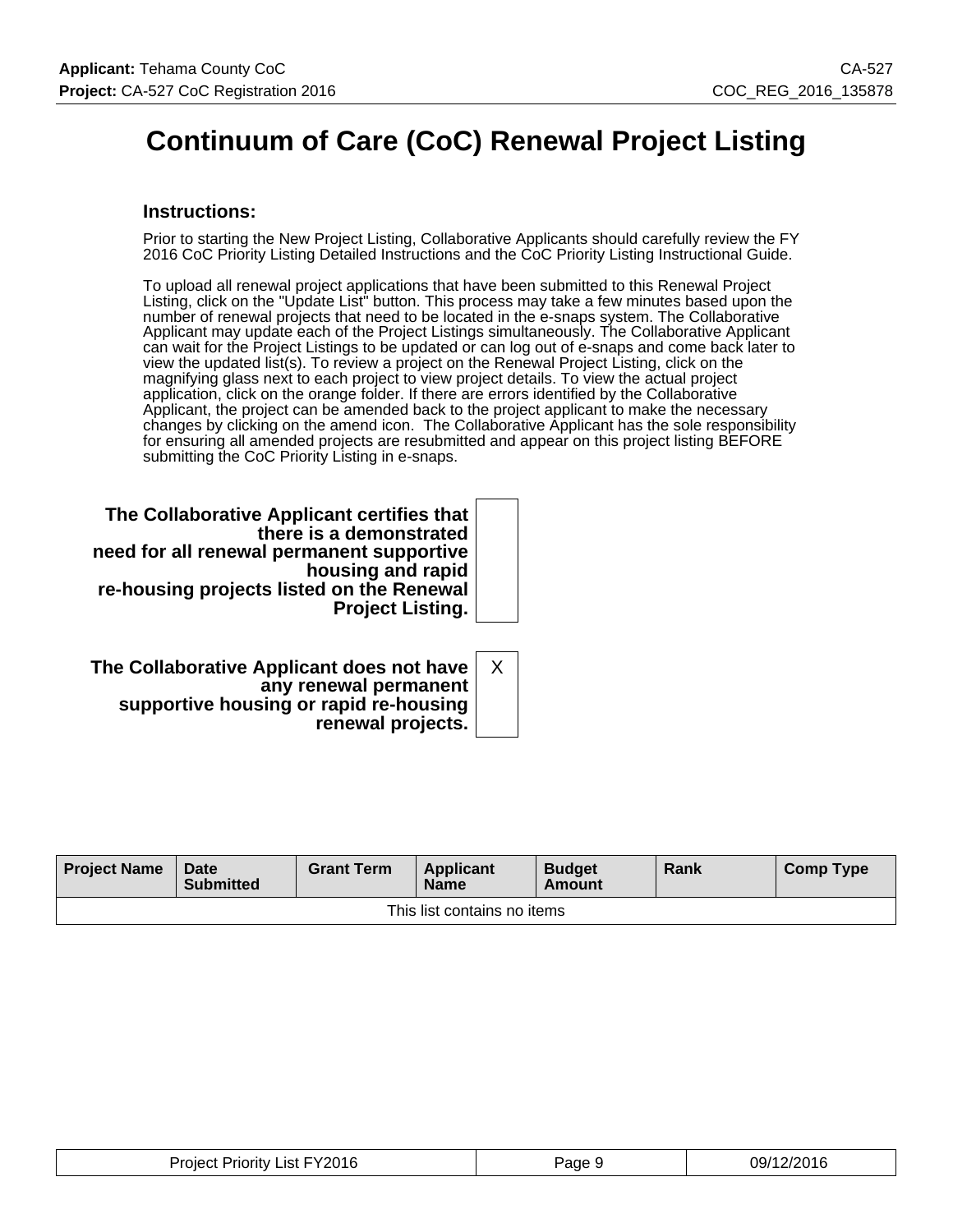# Continuum of Care (CoC) Renewal Project Listing

### Instructions:

Prior to starting the New Project Listing, Collaborative Applicants should carefully review the FY 2016 CoC Priority Listing Detailed Instructions and the CoC Priority Listing Instructional Guide.

To upload all renewal project applications that have been submitted to this Renewal Project Listing, click on the "Update List" button. This process may take a few minutes based upon the number of renewal projects that need to be located in the e-snaps system. The Collaborative Applicant may update each of the Project Listings simultaneously. The Collaborative Applicant can wait for the Project Listings to be updated or can log out of e-snaps and come back later to view the updated list(s). To review a project on the Renewal Project Listing, click on the magnifying glass next to each project to view project details. To view the actual project application, click on the orange folder. If there are errors identified by the Collaborative Applicant, the project can be amended back to the project applicant to make the necessary changes by clicking on the amend icon. The Collaborative Applicant has the sole responsibility for ensuring all amended projects are resubmitted and appear on this project listing BEFORE submitting the CoC Priority Listing in e-snaps.

| | |
|---|---|
| **The Collaborative Applicant certifies that there is a demonstrated need for all renewal permanent supportive housing and rapid re-housing projects listed on the Renewal Project Listing.** | |
| **The Collaborative Applicant does not have any renewal permanent supportive housing or rapid re-housing renewal projects.** | X |

| Project Name | Date Submitted | Grant Term | Applicant Name | Budget Amount | Rank | Comp Type |
|---|---|---|---|---|---|---|
| This list contains no items | | | | | | |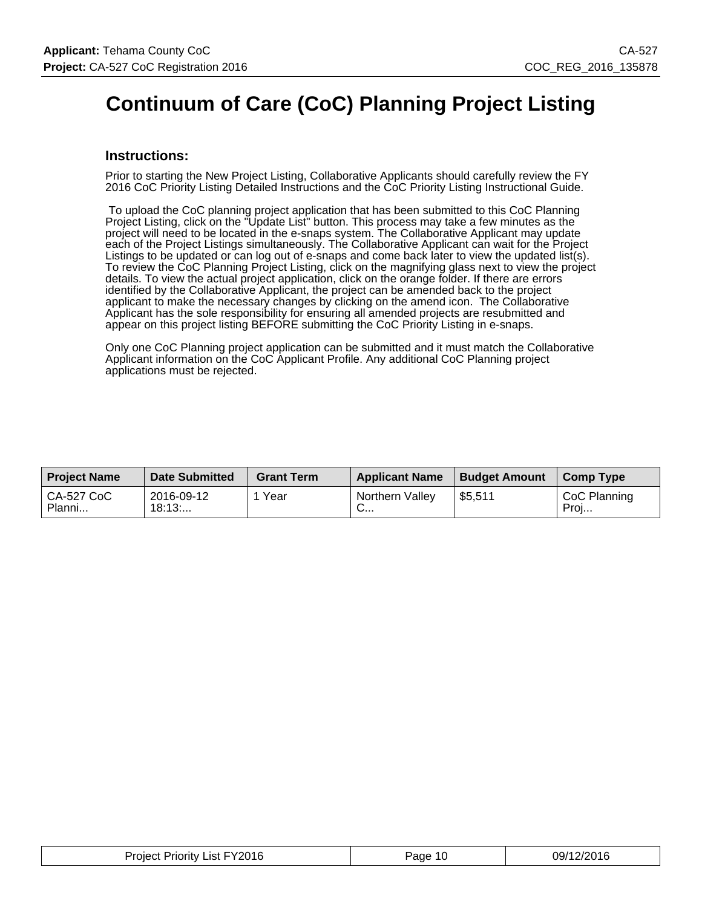# Continuum of Care (CoC) Planning Project Listing

## Instructions:

Prior to starting the New Project Listing, Collaborative Applicants should carefully review the FY 2016 CoC Priority Listing Detailed Instructions and the CoC Priority Listing Instructional Guide.

To upload the CoC planning project application that has been submitted to this CoC Planning Project Listing, click on the "Update List" button. This process may take a few minutes as the project will need to be located in the e-snaps system. The Collaborative Applicant may update each of the Project Listings simultaneously. The Collaborative Applicant can wait for the Project Listings to be updated or can log out of e-snaps and come back later to view the updated list(s). To review the CoC Planning Project Listing, click on the magnifying glass next to view the project details. To view the actual project application, click on the orange folder. If there are errors identified by the Collaborative Applicant, the project can be amended back to the project applicant to make the necessary changes by clicking on the amend icon. The Collaborative Applicant has the sole responsibility for ensuring all amended projects are resubmitted and appear on this project listing BEFORE submitting the CoC Priority Listing in e-snaps.

Only one CoC Planning project application can be submitted and it must match the Collaborative Applicant information on the CoC Applicant Profile. Any additional CoC Planning project applications must be rejected.

| Project Name | Date Submitted | Grant Term | Applicant Name | Budget Amount | Comp Type |
| --- | --- | --- | --- | --- | --- |
| CA-527 CoC Planni... | 2016-09-12 18:13:... | 1 Year | Northern Valley C... | $5,511 | CoC Planning Proj... |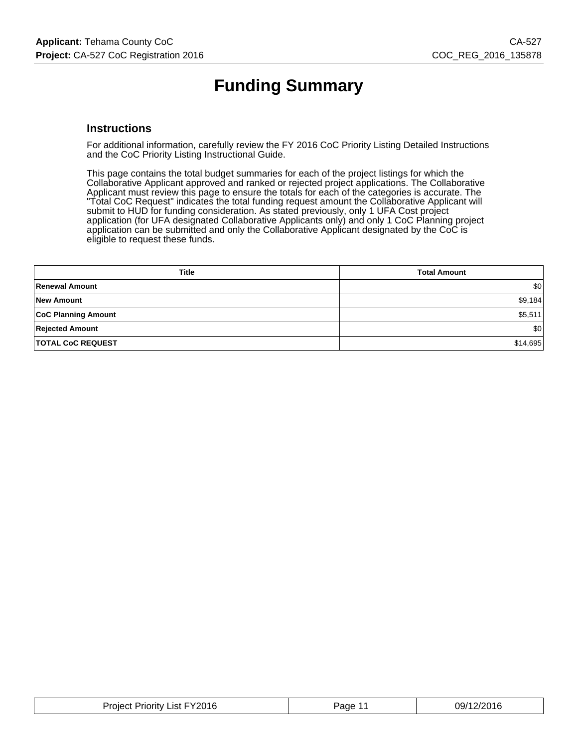# Funding Summary

## Instructions

For additional information, carefully review the FY 2016 CoC Priority Listing Detailed Instructions and the CoC Priority Listing Instructional Guide.

This page contains the total budget summaries for each of the project listings for which the Collaborative Applicant approved and ranked or rejected project applications. The Collaborative Applicant must review this page to ensure the totals for each of the categories is accurate. The "Total CoC Request" indicates the total funding request amount the Collaborative Applicant will submit to HUD for funding consideration. As stated previously, only 1 UFA Cost project application (for UFA designated Collaborative Applicants only) and only 1 CoC Planning project application can be submitted and only the Collaborative Applicant designated by the CoC is eligible to request these funds.

| Title | Total Amount |
|---|---|
| **Renewal Amount** | $0 |
| **New Amount** | $9,184 |
| **CoC Planning Amount** | $5,511 |
| **Rejected Amount** | $0 |
| **TOTAL CoC REQUEST** | $14,695 |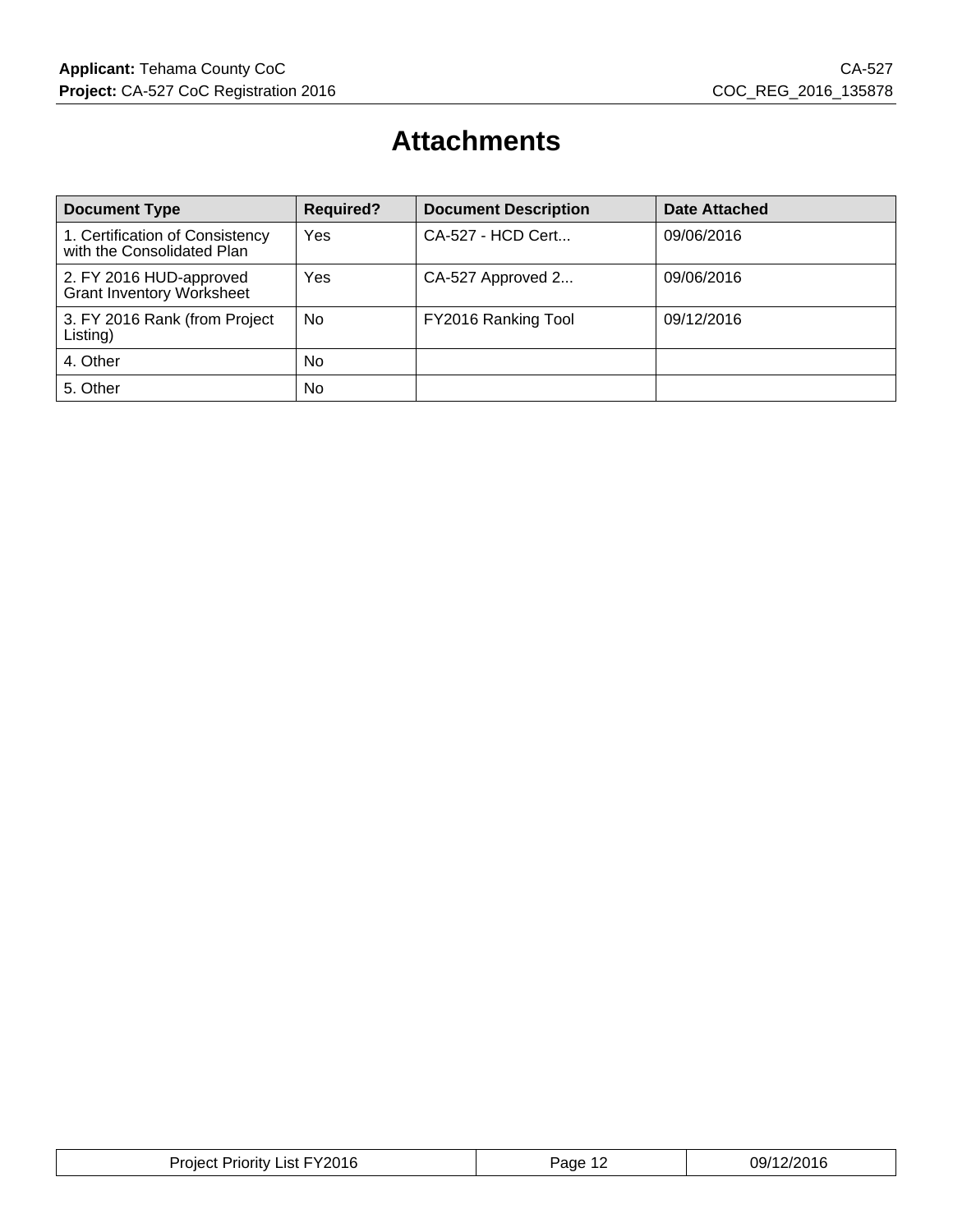# Attachments

| Document Type | Required? | Document Description | Date Attached |
| --- | --- | --- | --- |
| 1. Certification of Consistency with the Consolidated Plan | Yes | CA-527 - HCD Cert... | 09/06/2016 |
| 2. FY 2016 HUD-approved Grant Inventory Worksheet | Yes | CA-527 Approved 2... | 09/06/2016 |
| 3. FY 2016 Rank (from Project Listing) | No | FY2016 Ranking Tool | 09/12/2016 |
| 4. Other | No | | |
| 5. Other | No | | |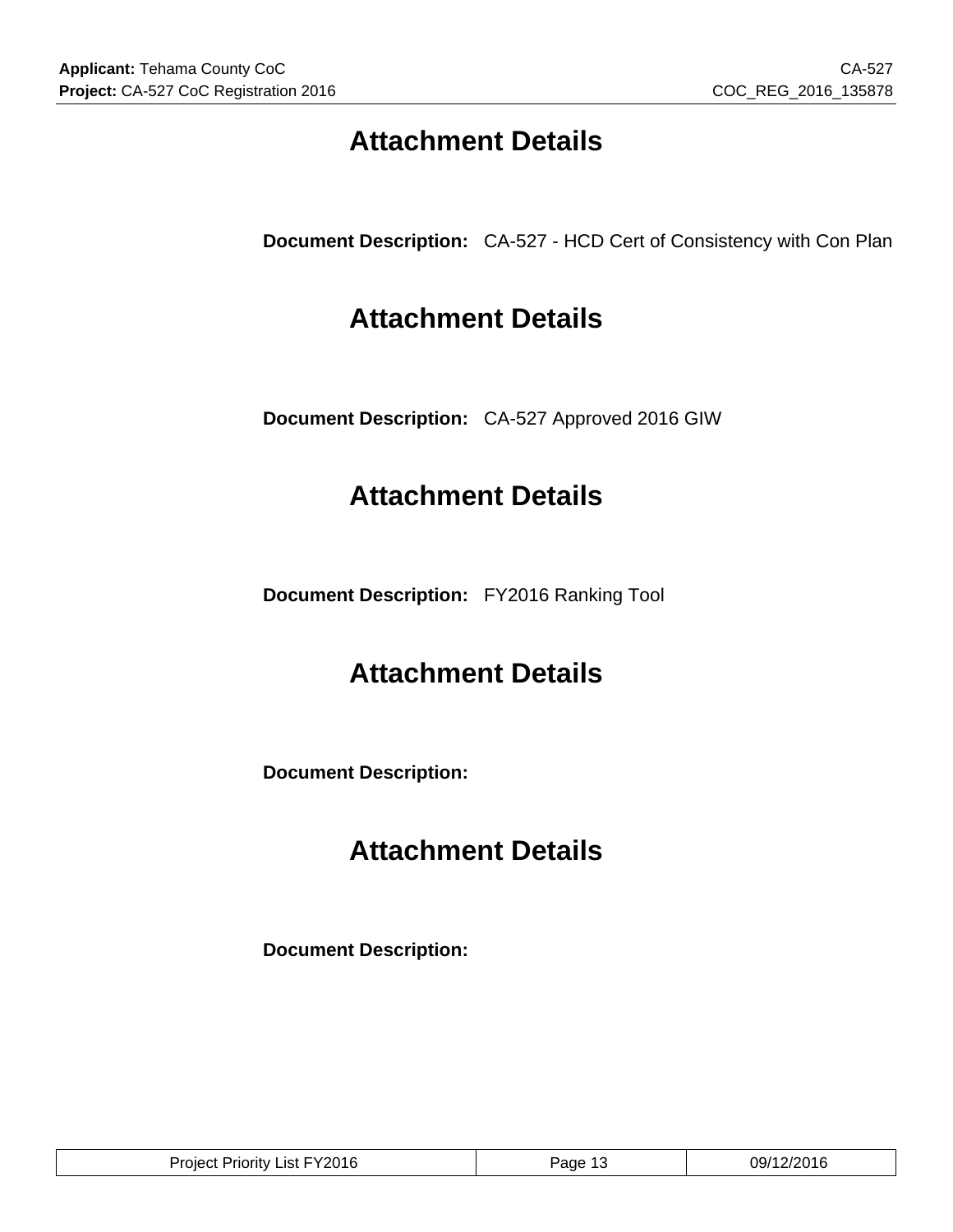# Attachment Details

**Document Description:** CA-527 - HCD Cert of Consistency with Con Plan

# Attachment Details

**Document Description:** CA-527 Approved 2016 GIW

# Attachment Details

**Document Description:** FY2016 Ranking Tool

# Attachment Details

**Document Description:**

# Attachment Details

**Document Description:**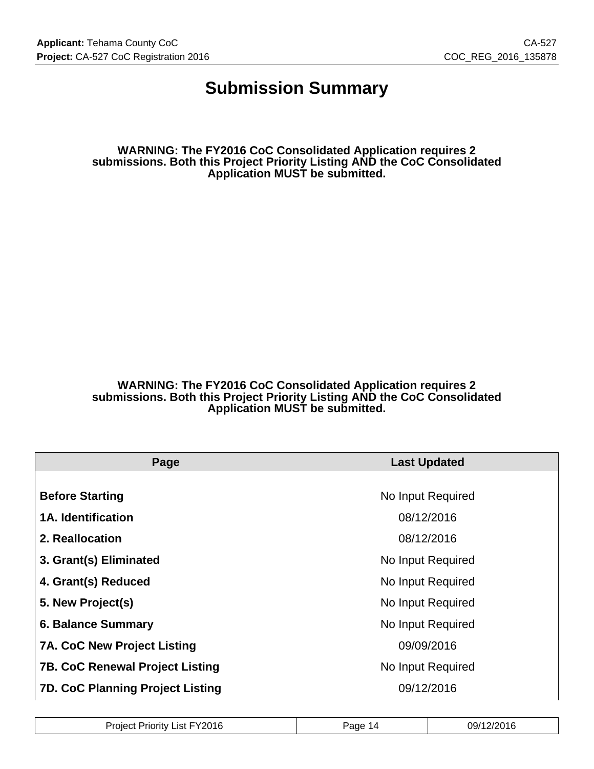# Submission Summary

**WARNING: The FY2016 CoC Consolidated Application requires 2 submissions. Both this Project Priority Listing AND the CoC Consolidated Application MUST be submitted.**

**WARNING: The FY2016 CoC Consolidated Application requires 2 submissions. Both this Project Priority Listing AND the CoC Consolidated Application MUST be submitted.**

| Page | Last Updated |
|---|---|
| **Before Starting** | No Input Required |
| **1A. Identification** | 08/12/2016 |
| **2. Reallocation** | 08/12/2016 |
| **3. Grant(s) Eliminated** | No Input Required |
| **4. Grant(s) Reduced** | No Input Required |
| **5. New Project(s)** | No Input Required |
| **6. Balance Summary** | No Input Required |
| **7A. CoC New Project Listing** | 09/09/2016 |
| **7B. CoC Renewal Project Listing** | No Input Required |
| **7D. CoC Planning Project Listing** | 09/12/2016 |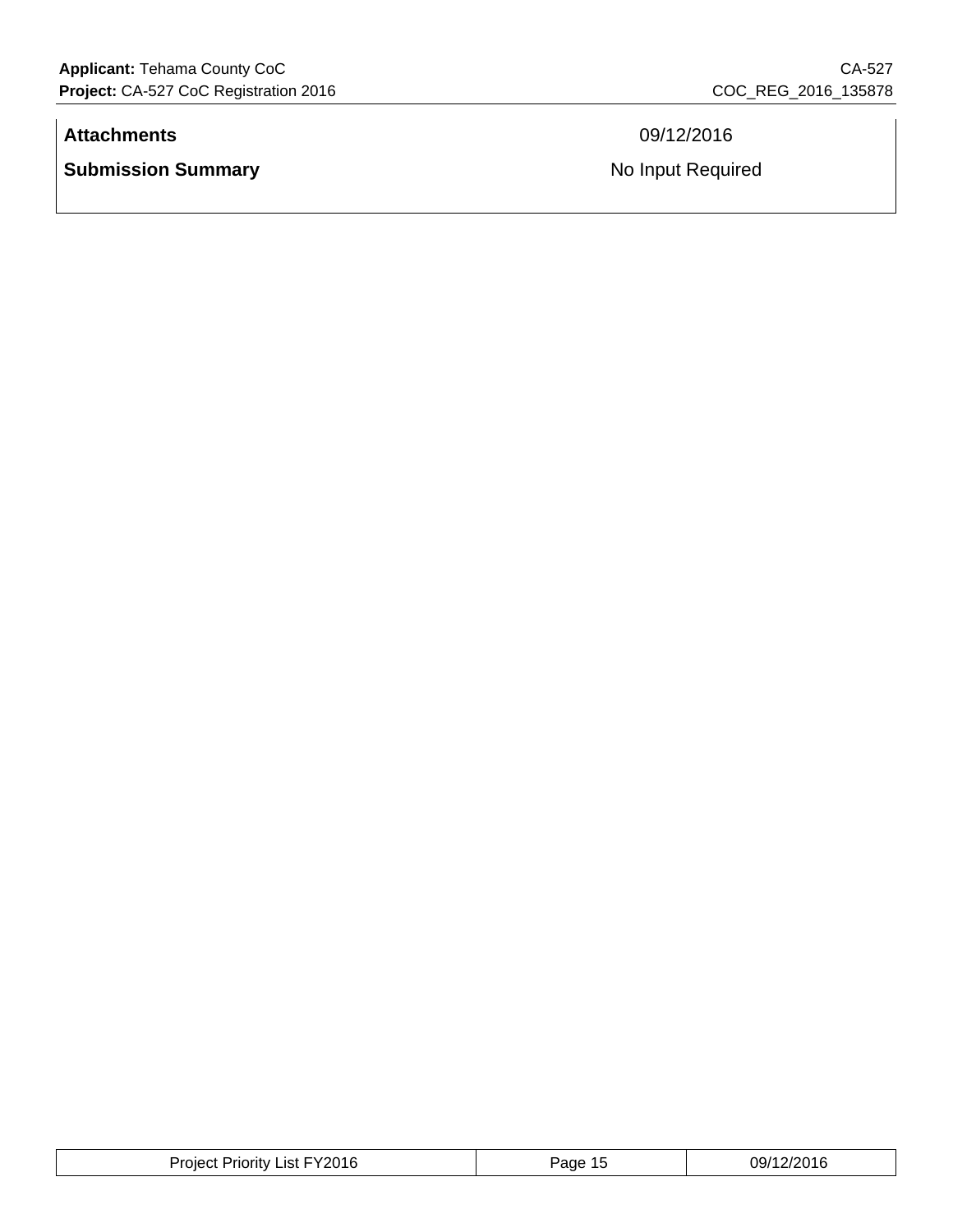| | |
|---|---|
| **Attachments** | 09/12/2016 |
| **Submission Summary** | No Input Required |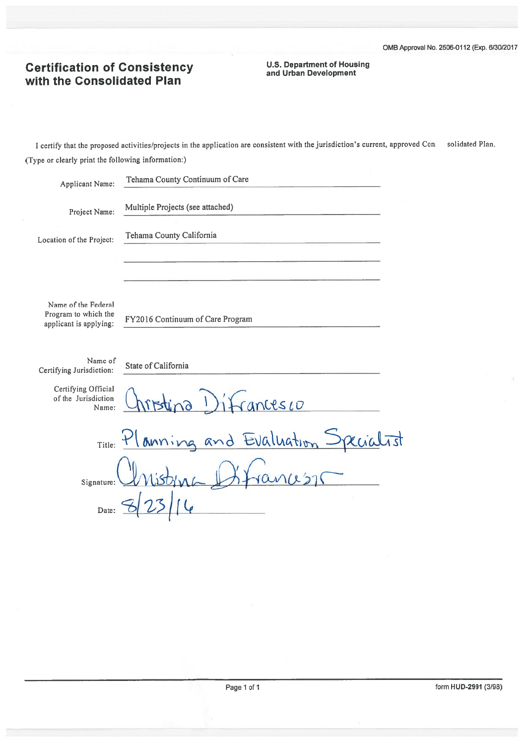OMB Approval No. 2506-0112 (Exp. 6/30/2017

# Certification of Consistency with the Consolidated Plan

**U.S. Department of Housing and Urban Development**

I certify that the proposed activities/projects in the application are consistent with the jurisdiction's current, approved Consolidated Plan.

(Type or clearly print the following information:)

Applicant Name: Tehama County Continuum of Care

Project Name: Multiple Projects (see attached)

Location of the Project: Tehama County California

Name of the Federal Program to which the applicant is applying: FY2016 Continuum of Care Program

Name of Certifying Jurisdiction: State of California

Certifying Official of the Jurisdiction Name: Christina DiFrancesco

Title: Planning and Evaluation Specialist

Signature: Christina DiFrancesco

Date: 8/23/16

form HUD-2991 (3/98)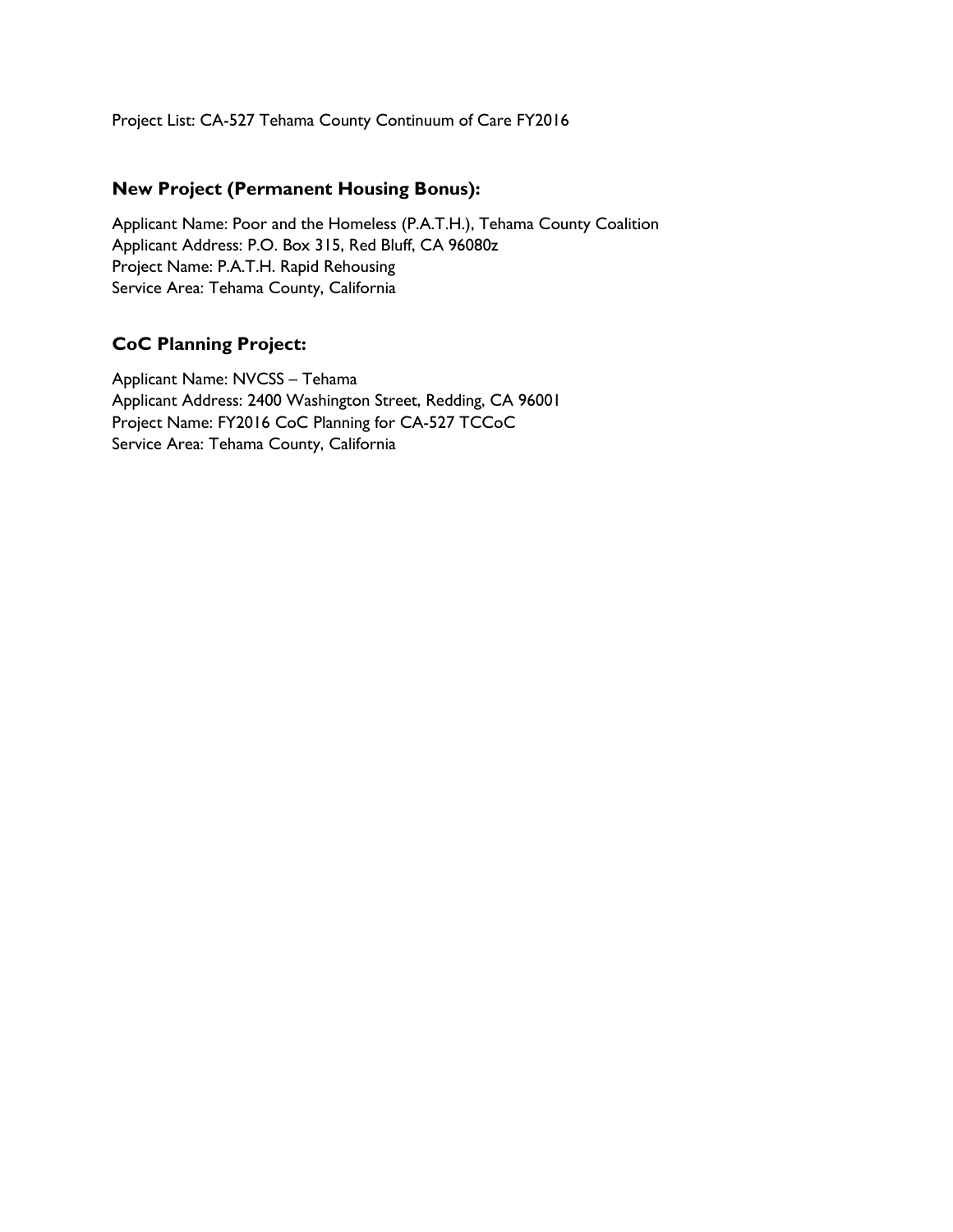Project List: CA-527 Tehama County Continuum of Care FY2016

### New Project (Permanent Housing Bonus):

Applicant Name: Poor and the Homeless (P.A.T.H.), Tehama County Coalition
Applicant Address: P.O. Box 315, Red Bluff, CA 96080z
Project Name: P.A.T.H. Rapid Rehousing
Service Area: Tehama County, California

### CoC Planning Project:

Applicant Name: NVCSS – Tehama
Applicant Address: 2400 Washington Street, Redding, CA 96001
Project Name: FY2016 CoC Planning for CA-527 TCCoC
Service Area: Tehama County, California